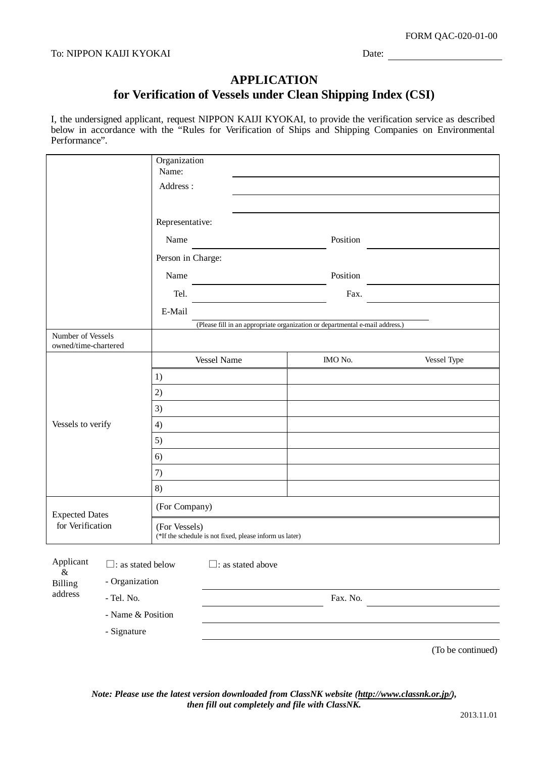FORM QAC-020-01-00

To: NIPPON KAIJI KYOKAI

Date: \_\_\_\_\_\_\_\_\_\_\_\_\_\_\_\_

# APPLICATION
## for Verification of Vessels under Clean Shipping Index (CSI)

I, the undersigned applicant, request NIPPON KAIJI KYOKAI, to provide the verification service as described below in accordance with the "Rules for Verification of Ships and Shipping Companies on Environmental Performance".

| | | | |
|---|---|---|---|
| | Organization Name: | | |
| | Address : | | |
| | Representative: | | |
| | Name | Position | |
| | Person in Charge: | | |
| | Name | Position | |
| | Tel. | Fax. | |
| | E-Mail (Please fill in an appropriate organization or departmental e-mail address.) | | |
| Number of Vessels owned/time-chartered | | | |
| Vessels to verify | Vessel Name | IMO No. | Vessel Type |
| | 1) | | |
| | 2) | | |
| | 3) | | |
| | 4) | | |
| | 5) | | |
| | 6) | | |
| | 7) | | |
| | 8) | | |
| Expected Dates for Verification | (For Company) | | |
| | (For Vessels) (*If the schedule is not fixed, please inform us later) | | |

Applicant & Billing address

☐: as stated below ☐: as stated above

- Organization
- Tel. No. Fax. No.
- Name & Position
- Signature

(To be continued)

***Note: Please use the latest version downloaded from ClassNK website (http://www.classnk.or.jp/), then fill out completely and file with ClassNK.***

2013.11.01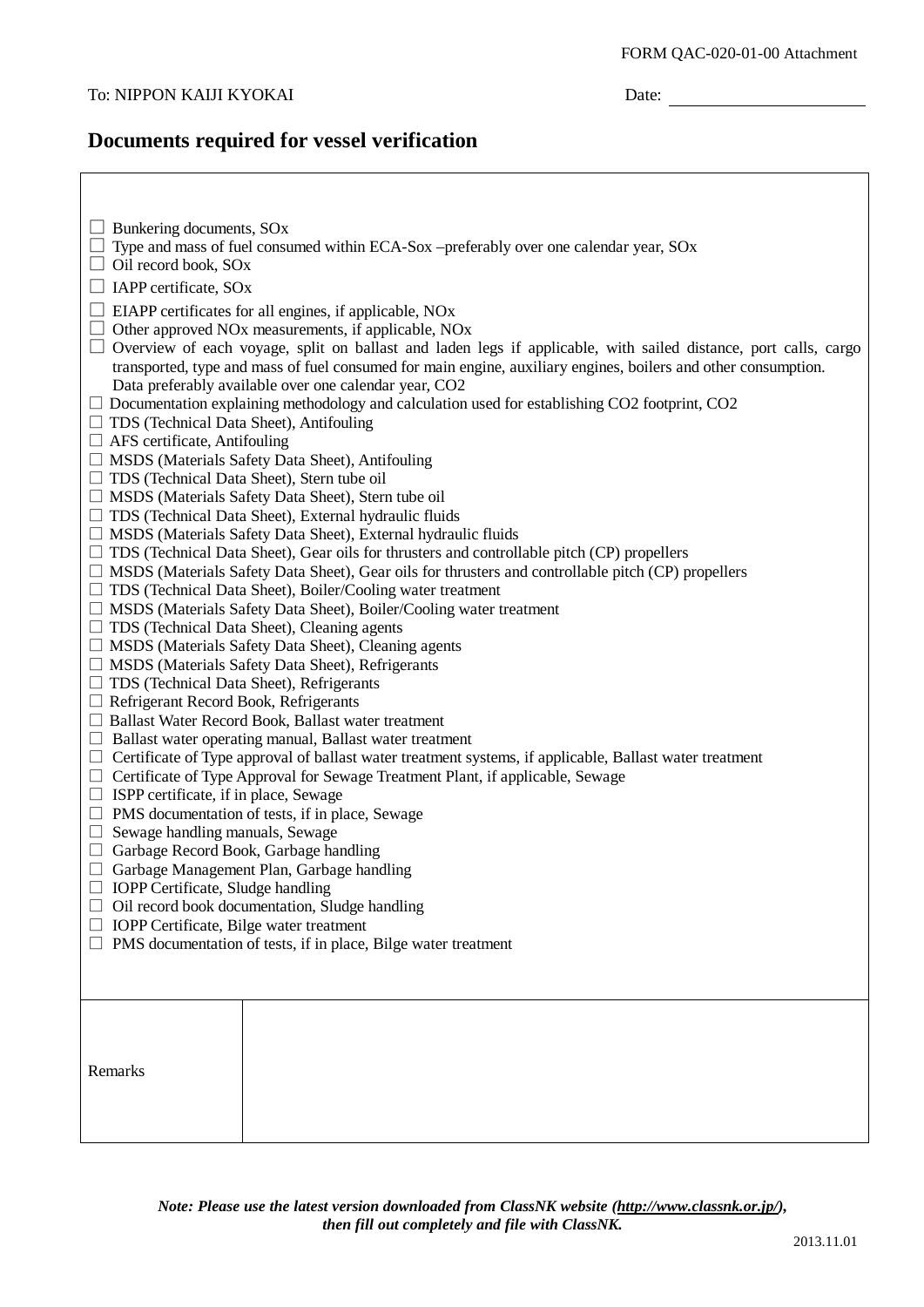FORM QAC-020-01-00 Attachment

To: NIPPON KAIJI KYOKAI

Date: ____________________

# Documents required for vessel verification

- ☐ Bunkering documents, SOx
- ☐ Type and mass of fuel consumed within ECA-Sox –preferably over one calendar year, SOx
- ☐ Oil record book, SOx
- ☐ IAPP certificate, SOx
- ☐ EIAPP certificates for all engines, if applicable, NOx
- ☐ Other approved NOx measurements, if applicable, NOx
- ☐ Overview of each voyage, split on ballast and laden legs if applicable, with sailed distance, port calls, cargo transported, type and mass of fuel consumed for main engine, auxiliary engines, boilers and other consumption. Data preferably available over one calendar year, CO2
- ☐ Documentation explaining methodology and calculation used for establishing CO2 footprint, CO2
- ☐ TDS (Technical Data Sheet), Antifouling
- ☐ AFS certificate, Antifouling
- ☐ MSDS (Materials Safety Data Sheet), Antifouling
- ☐ TDS (Technical Data Sheet), Stern tube oil
- ☐ MSDS (Materials Safety Data Sheet), Stern tube oil
- ☐ TDS (Technical Data Sheet), External hydraulic fluids
- ☐ MSDS (Materials Safety Data Sheet), External hydraulic fluids
- ☐ TDS (Technical Data Sheet), Gear oils for thrusters and controllable pitch (CP) propellers
- ☐ MSDS (Materials Safety Data Sheet), Gear oils for thrusters and controllable pitch (CP) propellers
- ☐ TDS (Technical Data Sheet), Boiler/Cooling water treatment
- ☐ MSDS (Materials Safety Data Sheet), Boiler/Cooling water treatment
- ☐ TDS (Technical Data Sheet), Cleaning agents
- ☐ MSDS (Materials Safety Data Sheet), Cleaning agents
- ☐ MSDS (Materials Safety Data Sheet), Refrigerants
- ☐ TDS (Technical Data Sheet), Refrigerants
- ☐ Refrigerant Record Book, Refrigerants
- ☐ Ballast Water Record Book, Ballast water treatment
- ☐ Ballast water operating manual, Ballast water treatment
- ☐ Certificate of Type approval of ballast water treatment systems, if applicable, Ballast water treatment
- ☐ Certificate of Type Approval for Sewage Treatment Plant, if applicable, Sewage
- ☐ ISPP certificate, if in place, Sewage
- ☐ PMS documentation of tests, if in place, Sewage
- ☐ Sewage handling manuals, Sewage
- ☐ Garbage Record Book, Garbage handling
- ☐ Garbage Management Plan, Garbage handling
- ☐ IOPP Certificate, Sludge handling
- ☐ Oil record book documentation, Sludge handling
- ☐ IOPP Certificate, Bilge water treatment
- ☐ PMS documentation of tests, if in place, Bilge water treatment

| | |
|---|---|
| Remarks | |

***Note: Please use the latest version downloaded from ClassNK website (http://www.classnk.or.jp/), then fill out completely and file with ClassNK.***

2013.11.01